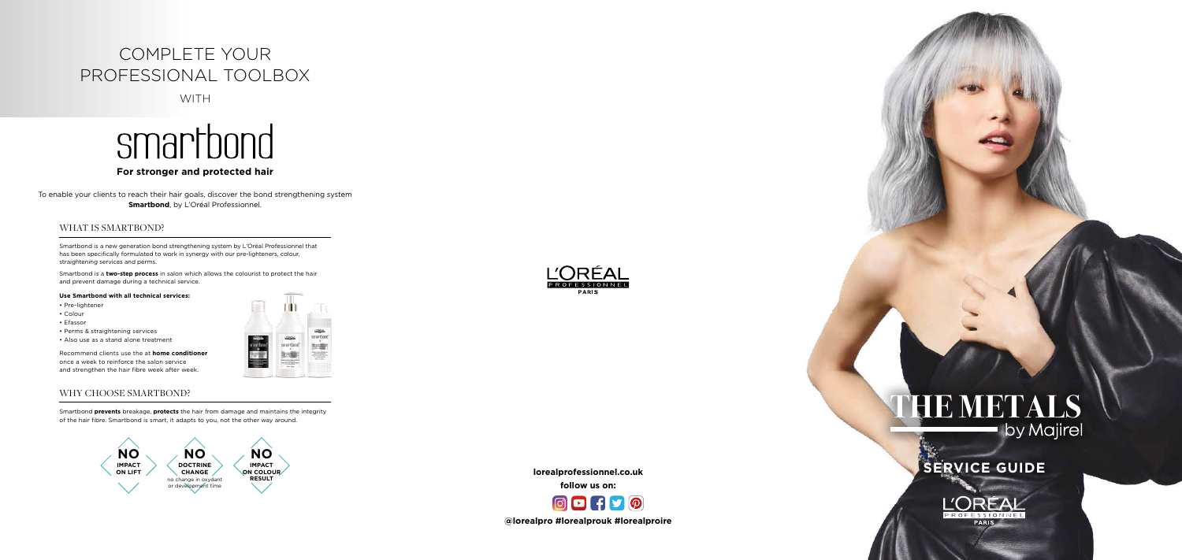# COMPLETE YOUR PROFESSIONAL TOOLBOX

WITH

# smartbond

**For stronger and protected hair**

To enable your clients to reach their hair goals, discover the bond strengthening system **Smartbond**, by L'Oréal Professionnel.

## WHAT IS SMARTBOND?

Smartbond is a new generation bond strengthening system by L'Oréal Professionnel that has been specifically formulated to work in synergy with our pre-lighteners, colour, straightening services and perms.

Smartbond is a **two-step process** in salon which allows the colourist to protect the hair and prevent damage during a technical service.

**Use Smartbond with all technical services:**

- Pre-lightener
- Colour
- Efassor
- Perms & straightening services
- Also use as a stand alone treatment

Recommend clients use the at **home conditioner** once a week to reinforce the salon service and strengthen the hair fibre week after week.

## WHY CHOOSE SMARTBOND?

Smartbond **prevents** breakage, **protects** the hair from damage and maintains the integrity of the hair fibre. Smartbond is smart, it adapts to you, not the other way around.

**NO** IMPACT ON LIFT

**NO** DOCTRINE CHANGE
no change in oxydant or development time

**NO** IMPACT ON COLOUR RESULT

L'ORÉAL PROFESSIONNEL PARIS

**lorealprofessionnel.co.uk**

**follow us on:**

**@lorealpro #lorealprouk #lorealproire**

# THE METALS by Majirel

## SERVICE GUIDE

L'ORÉAL PROFESSIONNEL PARIS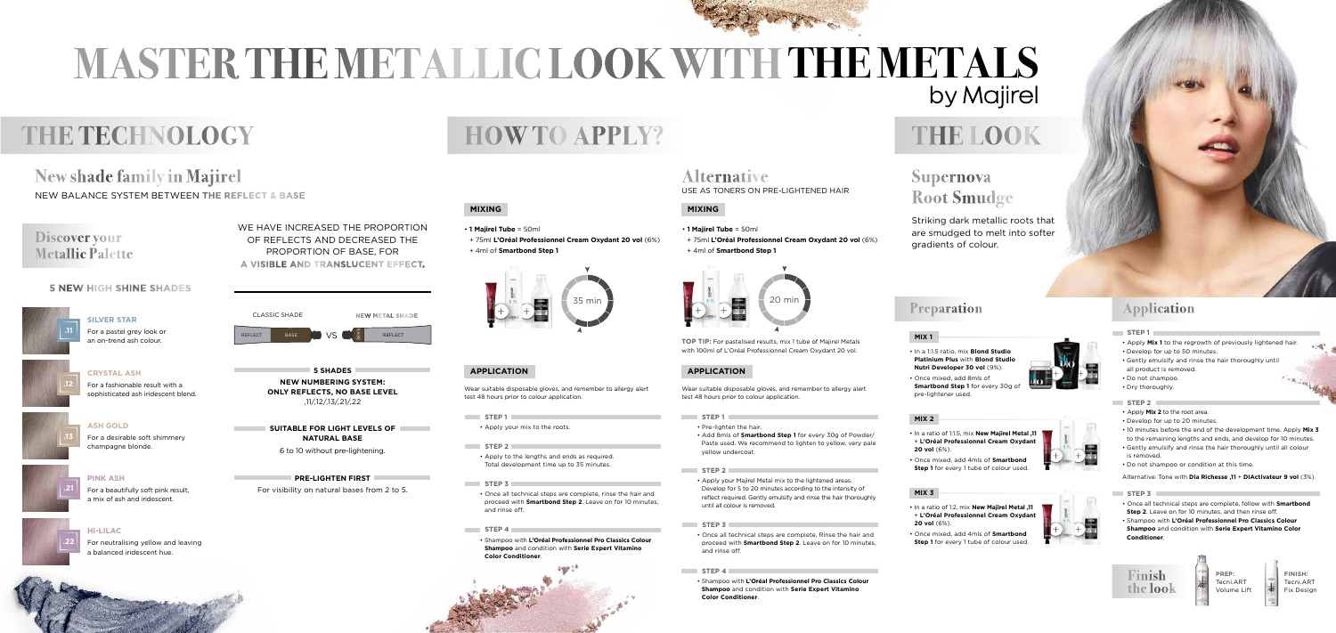# MASTER THE METALLIC LOOK WITH THE METALS by Majirel

## THE TECHNOLOGY

### New shade family in Majirel

NEW BALANCE SYSTEM BETWEEN THE REFLECT & BASE

### Discover your Metallic Palette

#### 5 NEW HIGH SHINE SHADES

**.11 SILVER STAR**
For a pastel grey look or an on-trend ash colour.

**.12 CRYSTAL ASH**
For a fashionable result with a sophisticated ash iridescent blend.

**.13 ASH GOLD**
For a desirable soft shimmery champagne blonde.

**.21 PINK ASH**
For a beautifully soft pink result, a mix of ash and iridescent.

**.22 HI-LILAC**
For neutralising yellow and leaving a balanced iridescent hue.

WE HAVE INCREASED THE PROPORTION OF REFLECTS AND DECREASED THE PROPORTION OF BASE, FOR A VISIBLE AND TRANSLUCENT EFFECT.

CLASSIC SHADE: REFLECT | BASE
VS
NEW METAL SHADE: BASE | REFLECT

**5 SHADES**

**NEW NUMBERING SYSTEM: ONLY REFLECTS, NO BASE LEVEL**
,11/,12/,13/,21/,22

**SUITABLE FOR LIGHT LEVELS OF NATURAL BASE**
6 to 10 without pre-lightening.

**PRE-LIGHTEN FIRST**
For visibility on natural bases from 2 to 5.

## HOW TO APPLY?

### MIXING

- **1 Majirel Tube** = 50ml
  + 75ml **L'Oréal Professionnel Cream Oxydant 20 vol** (6%)
  + 4ml of **Smartbond Step 1**

35 min

### APPLICATION

Wear suitable disposable gloves, and remember to allergy alert test 48 hours prior to colour application.

**STEP 1**
- Apply your mix to the roots.

**STEP 2**
- Apply to the lengths and ends as required. Total development time up to 35 minutes.

**STEP 3**
- Once all technical steps are complete, rinse the hair and proceed with **Smartbond Step 2**. Leave on for 10 minutes, and rinse off.

**STEP 4**
- Shampoo with **L'Oréal Professionnel Pro Classics Colour Shampoo** and condition with **Serie Expert Vitamino Color Conditioner**.

### Alternative

USE AS TONERS ON PRE-LIGHTENED HAIR

### MIXING

- **1 Majirel Tube** = 50ml
  + 75ml **L'Oréal Professionnel Cream Oxydant 20 vol** (6%)
  + 4ml of **Smartbond Step 1**

20 min

**TOP TIP:** For pastelised results, mix 1 tube of Majirel Metals with 100ml of L'Oréal Professionnel Cream Oxydant 20 vol.

### APPLICATION

Wear suitable disposable gloves, and remember to allergy alert test 48 hours prior to colour application.

**STEP 1**
- Pre-lighten the hair.
- Add 8mls of **Smartbond Step 1** for every 30g of Powder/Paste used. We recommend to lighten to yellow, very pale yellow undercoat.

**STEP 2**
- Apply your Majirel Metal mix to the lightened areas. Develop for 5 to 20 minutes according to the intensity of reflect required. Gently emulsify and rinse the hair thoroughly until all colour is removed.

**STEP 3**
- Once all technical steps are complete, Rinse the hair and proceed with **Smartbond Step 2**. Leave on for 10 minutes, and rinse off.

**STEP 4**
- Shampoo with **L'Oréal Professionnel Pro Classics Colour Shampoo** and condition with **Serie Expert Vitamino Color Conditioner**.

## THE LOOK

### Supernova Root Smudge

Striking dark metallic roots that are smudged to melt into softer gradients of colour.

### Preparation

**MIX 1**
- In a 1:1.5 ratio, mix **Blond Studio Platinium Plus** with **Blond Studio Nutri Developer 30 vol** (9%).
- Once mixed, add 8mls of **Smartbond Step 1** for every 30g of pre-lightener used.

**MIX 2**
- In a ratio of 1:1.5, mix **New Majirel Metal ,11** + **L'Oréal Professionnel Cream Oxydant 20 vol** (6%).
- Once mixed, add 4mls of **Smartbond Step 1** for every 1 tube of colour used.

**MIX 3**
- In a ratio of 1:2, mix **New Majirel Metal ,11** + **L'Oréal Professionnel Cream Oxydant 20 vol** (6%).
- Once mixed, add 4mls of **Smartbond Step 1** for every 1 tube of colour used.

### Application

**STEP 1**
- Apply **Mix 1** to the regrowth of previously lightened hair.
- Develop for up to 50 minutes.
- Gently emulsify and rinse the hair thoroughly until all product is removed.
- Do not shampoo.
- Dry thoroughly.

**STEP 2**
- Apply **Mix 2** to the root area.
- Develop for up to 20 minutes.
- 10 minutes before the end of the development time. Apply **Mix 3** to the remaining lengths and ends, and develop for 10 minutes.
- Gently emulsify and rinse the hair thoroughly until all colour is removed.
- Do not shampoo or condition at this time.

Alternative: Tone with **Dia Richesse ,11** + **DIActivateur 9 vol** (3%).

**STEP 3**
- Once all technical steps are complete, follow with **Smartbond Step 2**. Leave on for 10 minutes, and then rinse off.
- Shampoo with **L'Oréal Professionnel Pro Classics Colour Shampoo** and condition with **Serie Expert Vitamino Color Conditioner**.

### Finish the look

**PREP:** Tecni.ART Volume Lift

**FINISH:** Tecni.ART Fix Design